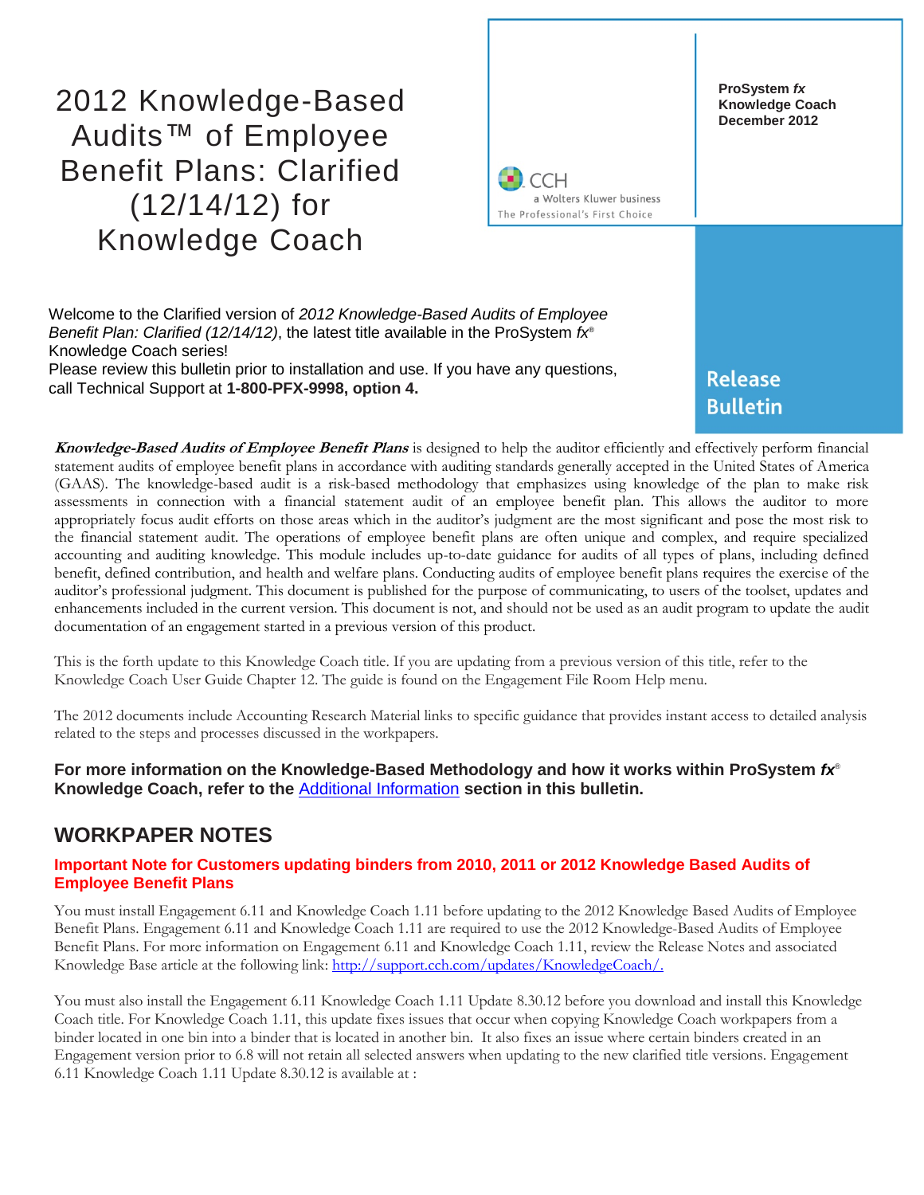# 2012 Knowledge-Based Audits™ of Employee Benefit Plans: Clarified (12/14/12) for Knowledge Coach

**ProSystem *fx* Knowledge Coach December 2012**

CCH a Wolters Kluwer business
The Professional's First Choice

**Release Bulletin**

Welcome to the Clarified version of *2012 Knowledge-Based Audits of Employee Benefit Plan: Clarified (12/14/12)*, the latest title available in the ProSystem *fx*® Knowledge Coach series!

Please review this bulletin prior to installation and use. If you have any questions, call Technical Support at **1-800-PFX-9998, option 4.**

***Knowledge-Based Audits of Employee Benefit Plans*** is designed to help the auditor efficiently and effectively perform financial statement audits of employee benefit plans in accordance with auditing standards generally accepted in the United States of America (GAAS). The knowledge-based audit is a risk-based methodology that emphasizes using knowledge of the plan to make risk assessments in connection with a financial statement audit of an employee benefit plan. This allows the auditor to more appropriately focus audit efforts on those areas which in the auditor's judgment are the most significant and pose the most risk to the financial statement audit. The operations of employee benefit plans are often unique and complex, and require specialized accounting and auditing knowledge. This module includes up-to-date guidance for audits of all types of plans, including defined benefit, defined contribution, and health and welfare plans. Conducting audits of employee benefit plans requires the exercise of the auditor's professional judgment. This document is published for the purpose of communicating, to users of the toolset, updates and enhancements included in the current version. This document is not, and should not be used as an audit program to update the audit documentation of an engagement started in a previous version of this product.

This is the forth update to this Knowledge Coach title. If you are updating from a previous version of this title, refer to the Knowledge Coach User Guide Chapter 12. The guide is found on the Engagement File Room Help menu.

The 2012 documents include Accounting Research Material links to specific guidance that provides instant access to detailed analysis related to the steps and processes discussed in the workpapers.

**For more information on the Knowledge-Based Methodology and how it works within ProSystem *fx*® Knowledge Coach, refer to the Additional Information section in this bulletin.**

## WORKPAPER NOTES

### Important Note for Customers updating binders from 2010, 2011 or 2012 Knowledge Based Audits of Employee Benefit Plans

You must install Engagement 6.11 and Knowledge Coach 1.11 before updating to the 2012 Knowledge Based Audits of Employee Benefit Plans. Engagement 6.11 and Knowledge Coach 1.11 are required to use the 2012 Knowledge-Based Audits of Employee Benefit Plans. For more information on Engagement 6.11 and Knowledge Coach 1.11, review the Release Notes and associated Knowledge Base article at the following link: http://support.cch.com/updates/KnowledgeCoach/.

You must also install the Engagement 6.11 Knowledge Coach 1.11 Update 8.30.12 before you download and install this Knowledge Coach title. For Knowledge Coach 1.11, this update fixes issues that occur when copying Knowledge Coach workpapers from a binder located in one bin into a binder that is located in another bin. It also fixes an issue where certain binders created in an Engagement version prior to 6.8 will not retain all selected answers when updating to the new clarified title versions. Engagement 6.11 Knowledge Coach 1.11 Update 8.30.12 is available at :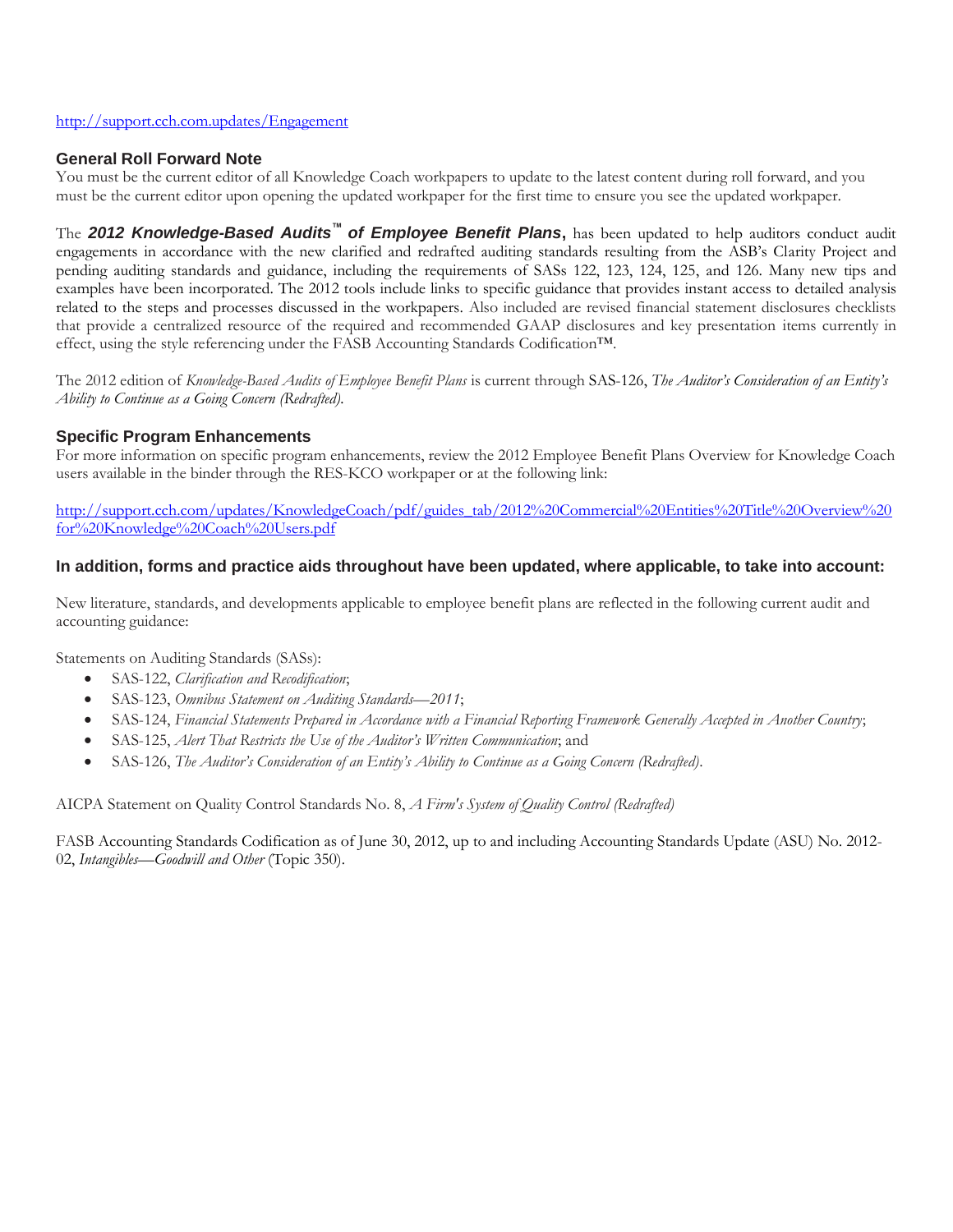http://support.cch.com.updates/Engagement

## General Roll Forward Note

You must be the current editor of all Knowledge Coach workpapers to update to the latest content during roll forward, and you must be the current editor upon opening the updated workpaper for the first time to ensure you see the updated workpaper.

The ***2012 Knowledge-Based Audits™ of Employee Benefit Plans***, has been updated to help auditors conduct audit engagements in accordance with the new clarified and redrafted auditing standards resulting from the ASB's Clarity Project and pending auditing standards and guidance, including the requirements of SASs 122, 123, 124, 125, and 126. Many new tips and examples have been incorporated. The 2012 tools include links to specific guidance that provides instant access to detailed analysis related to the steps and processes discussed in the workpapers. Also included are revised financial statement disclosures checklists that provide a centralized resource of the required and recommended GAAP disclosures and key presentation items currently in effect, using the style referencing under the FASB Accounting Standards Codification™.

The 2012 edition of *Knowledge-Based Audits of Employee Benefit Plans* is current through SAS-126, *The Auditor's Consideration of an Entity's Ability to Continue as a Going Concern (Redrafted)*.

## Specific Program Enhancements

For more information on specific program enhancements, review the 2012 Employee Benefit Plans Overview for Knowledge Coach users available in the binder through the RES-KCO workpaper or at the following link:

http://support.cch.com/updates/KnowledgeCoach/pdf/guides_tab/2012%20Commercial%20Entities%20Title%20Overview%20for%20Knowledge%20Coach%20Users.pdf

## In addition, forms and practice aids throughout have been updated, where applicable, to take into account:

New literature, standards, and developments applicable to employee benefit plans are reflected in the following current audit and accounting guidance:

Statements on Auditing Standards (SASs):

- SAS-122, *Clarification and Recodification*;
- SAS-123, *Omnibus Statement on Auditing Standards—2011*;
- SAS-124, *Financial Statements Prepared in Accordance with a Financial Reporting Framework Generally Accepted in Another Country*;
- SAS-125, *Alert That Restricts the Use of the Auditor's Written Communication*; and
- SAS-126, *The Auditor's Consideration of an Entity's Ability to Continue as a Going Concern (Redrafted)*.

AICPA Statement on Quality Control Standards No. 8, *A Firm's System of Quality Control (Redrafted)*

FASB Accounting Standards Codification as of June 30, 2012, up to and including Accounting Standards Update (ASU) No. 2012-02, *Intangibles—Goodwill and Other* (Topic 350).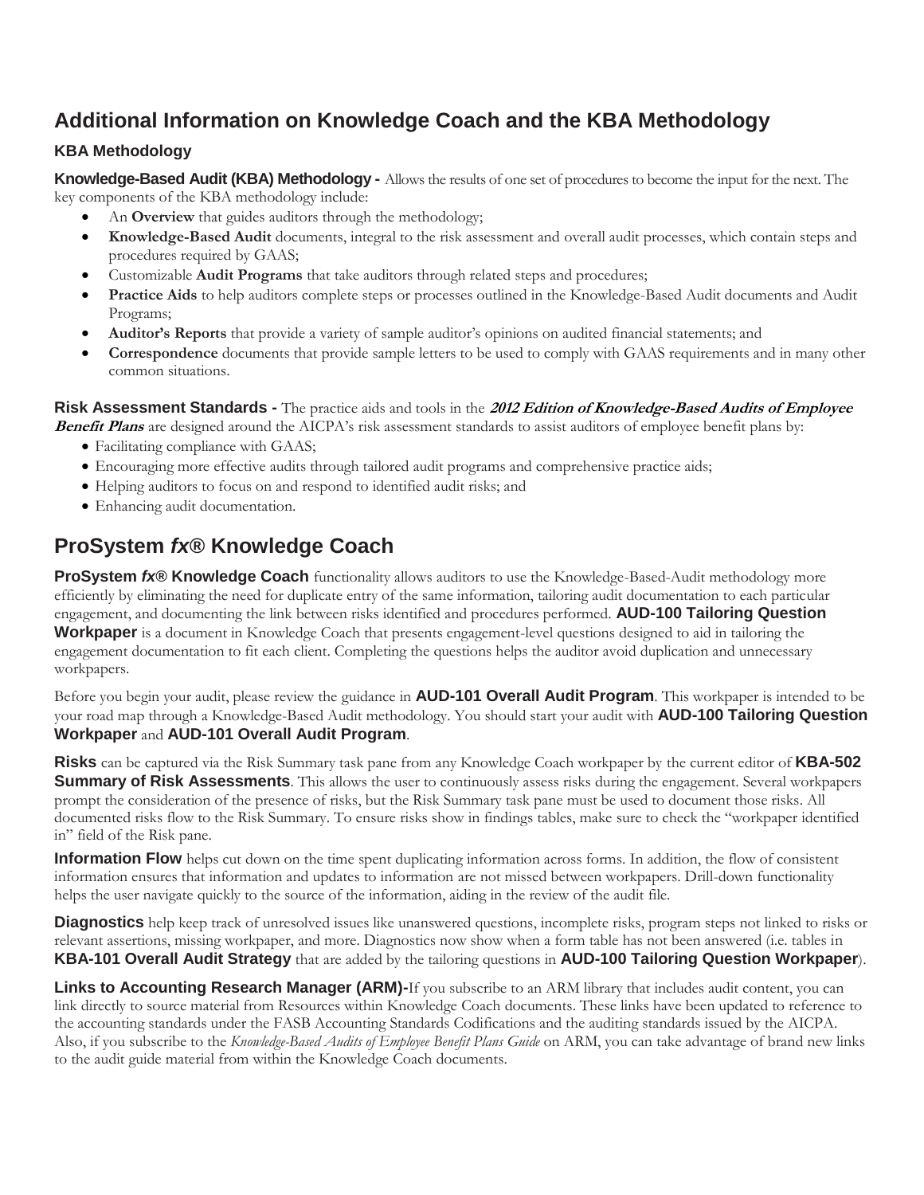## Additional Information on Knowledge Coach and the KBA Methodology

### KBA Methodology

**Knowledge-Based Audit (KBA) Methodology -** Allows the results of one set of procedures to become the input for the next. The key components of the KBA methodology include:

- An **Overview** that guides auditors through the methodology;
- **Knowledge-Based Audit** documents, integral to the risk assessment and overall audit processes, which contain steps and procedures required by GAAS;
- Customizable **Audit Programs** that take auditors through related steps and procedures;
- **Practice Aids** to help auditors complete steps or processes outlined in the Knowledge-Based Audit documents and Audit Programs;
- **Auditor's Reports** that provide a variety of sample auditor's opinions on audited financial statements; and
- **Correspondence** documents that provide sample letters to be used to comply with GAAS requirements and in many other common situations.

**Risk Assessment Standards -** The practice aids and tools in the ***2012 Edition of Knowledge-Based Audits of Employee Benefit Plans*** are designed around the AICPA's risk assessment standards to assist auditors of employee benefit plans by:

- Facilitating compliance with GAAS;
- Encouraging more effective audits through tailored audit programs and comprehensive practice aids;
- Helping auditors to focus on and respond to identified audit risks; and
- Enhancing audit documentation.

## ProSystem *fx*® Knowledge Coach

**ProSystem *fx*® Knowledge Coach** functionality allows auditors to use the Knowledge-Based-Audit methodology more efficiently by eliminating the need for duplicate entry of the same information, tailoring audit documentation to each particular engagement, and documenting the link between risks identified and procedures performed. **AUD-100 Tailoring Question Workpaper** is a document in Knowledge Coach that presents engagement-level questions designed to aid in tailoring the engagement documentation to fit each client. Completing the questions helps the auditor avoid duplication and unnecessary workpapers.

Before you begin your audit, please review the guidance in **AUD-101 Overall Audit Program**. This workpaper is intended to be your road map through a Knowledge-Based Audit methodology. You should start your audit with **AUD-100 Tailoring Question Workpaper** and **AUD-101 Overall Audit Program**.

**Risks** can be captured via the Risk Summary task pane from any Knowledge Coach workpaper by the current editor of **KBA-502 Summary of Risk Assessments**. This allows the user to continuously assess risks during the engagement. Several workpapers prompt the consideration of the presence of risks, but the Risk Summary task pane must be used to document those risks. All documented risks flow to the Risk Summary. To ensure risks show in findings tables, make sure to check the "workpaper identified in" field of the Risk pane.

**Information Flow** helps cut down on the time spent duplicating information across forms. In addition, the flow of consistent information ensures that information and updates to information are not missed between workpapers. Drill-down functionality helps the user navigate quickly to the source of the information, aiding in the review of the audit file.

**Diagnostics** help keep track of unresolved issues like unanswered questions, incomplete risks, program steps not linked to risks or relevant assertions, missing workpaper, and more. Diagnostics now show when a form table has not been answered (i.e. tables in **KBA-101 Overall Audit Strategy** that are added by the tailoring questions in **AUD-100 Tailoring Question Workpaper**).

**Links to Accounting Research Manager (ARM)-**If you subscribe to an ARM library that includes audit content, you can link directly to source material from Resources within Knowledge Coach documents. These links have been updated to reference to the accounting standards under the FASB Accounting Standards Codifications and the auditing standards issued by the AICPA. Also, if you subscribe to the *Knowledge-Based Audits of Employee Benefit Plans Guide* on ARM, you can take advantage of brand new links to the audit guide material from within the Knowledge Coach documents.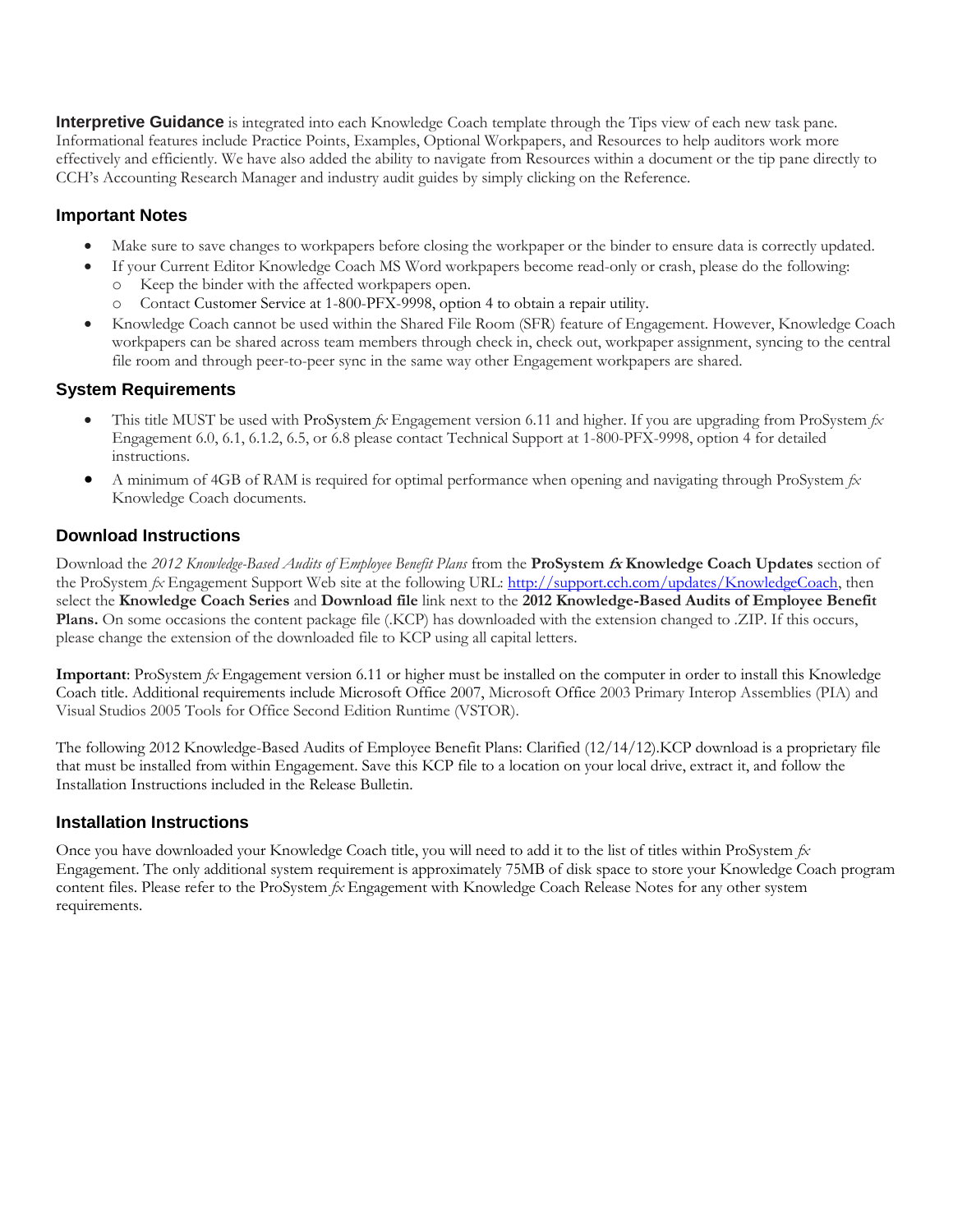**Interpretive Guidance** is integrated into each Knowledge Coach template through the Tips view of each new task pane. Informational features include Practice Points, Examples, Optional Workpapers, and Resources to help auditors work more effectively and efficiently. We have also added the ability to navigate from Resources within a document or the tip pane directly to CCH's Accounting Research Manager and industry audit guides by simply clicking on the Reference.

## Important Notes

- Make sure to save changes to workpapers before closing the workpaper or the binder to ensure data is correctly updated.
- If your Current Editor Knowledge Coach MS Word workpapers become read-only or crash, please do the following:
  - Keep the binder with the affected workpapers open.
  - Contact Customer Service at 1-800-PFX-9998, option 4 to obtain a repair utility.
- Knowledge Coach cannot be used within the Shared File Room (SFR) feature of Engagement. However, Knowledge Coach workpapers can be shared across team members through check in, check out, workpaper assignment, syncing to the central file room and through peer-to-peer sync in the same way other Engagement workpapers are shared.

## System Requirements

- This title MUST be used with ProSystem *fx* Engagement version 6.11 and higher. If you are upgrading from ProSystem *fx* Engagement 6.0, 6.1, 6.1.2, 6.5, or 6.8 please contact Technical Support at 1-800-PFX-9998, option 4 for detailed instructions.
- A minimum of 4GB of RAM is required for optimal performance when opening and navigating through ProSystem *fx* Knowledge Coach documents.

## Download Instructions

Download the *2012 Knowledge-Based Audits of Employee Benefit Plans* from the **ProSystem *fx* Knowledge Coach Updates** section of the ProSystem *fx* Engagement Support Web site at the following URL: http://support.cch.com/updates/KnowledgeCoach, then select the **Knowledge Coach Series** and **Download file** link next to the **2012 Knowledge-Based Audits of Employee Benefit Plans.** On some occasions the content package file (.KCP) has downloaded with the extension changed to .ZIP. If this occurs, please change the extension of the downloaded file to KCP using all capital letters.

**Important**: ProSystem *fx* Engagement version 6.11 or higher must be installed on the computer in order to install this Knowledge Coach title. Additional requirements include Microsoft Office 2007, Microsoft Office 2003 Primary Interop Assemblies (PIA) and Visual Studios 2005 Tools for Office Second Edition Runtime (VSTOR).

The following 2012 Knowledge-Based Audits of Employee Benefit Plans: Clarified (12/14/12).KCP download is a proprietary file that must be installed from within Engagement. Save this KCP file to a location on your local drive, extract it, and follow the Installation Instructions included in the Release Bulletin.

## Installation Instructions

Once you have downloaded your Knowledge Coach title, you will need to add it to the list of titles within ProSystem *fx* Engagement. The only additional system requirement is approximately 75MB of disk space to store your Knowledge Coach program content files. Please refer to the ProSystem *fx* Engagement with Knowledge Coach Release Notes for any other system requirements.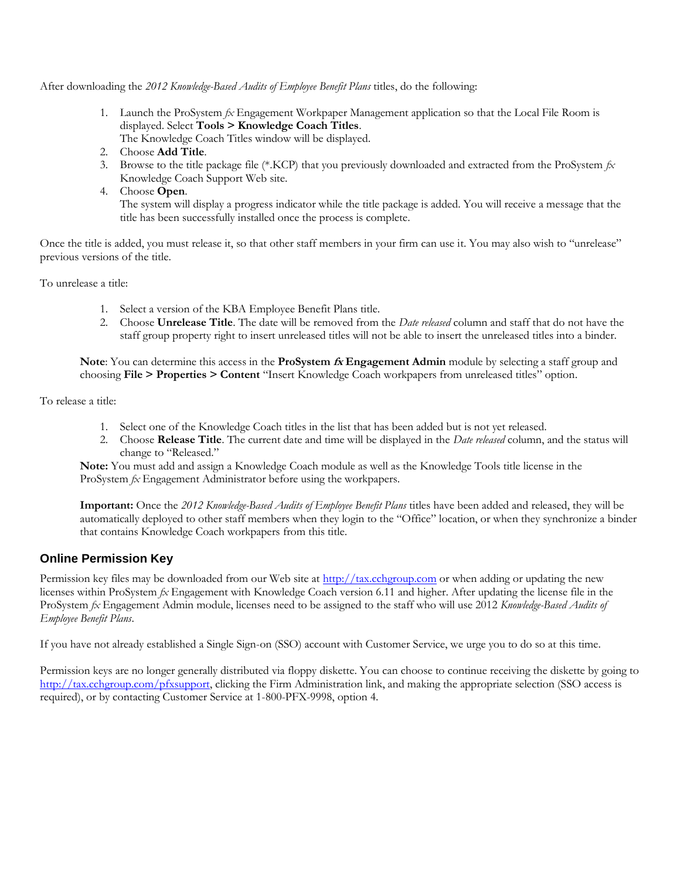After downloading the *2012 Knowledge-Based Audits of Employee Benefit Plans* titles, do the following:

1. Launch the ProSystem *fx* Engagement Workpaper Management application so that the Local File Room is displayed. Select **Tools > Knowledge Coach Titles**.
   The Knowledge Coach Titles window will be displayed.
2. Choose **Add Title**.
3. Browse to the title package file (*.KCP) that you previously downloaded and extracted from the ProSystem *fx* Knowledge Coach Support Web site.
4. Choose **Open**.
   The system will display a progress indicator while the title package is added. You will receive a message that the title has been successfully installed once the process is complete.

Once the title is added, you must release it, so that other staff members in your firm can use it. You may also wish to "unrelease" previous versions of the title.

To unrelease a title:

1. Select a version of the KBA Employee Benefit Plans title.
2. Choose **Unrelease Title**. The date will be removed from the *Date released* column and staff that do not have the staff group property right to insert unreleased titles will not be able to insert the unreleased titles into a binder.

**Note**: You can determine this access in the **ProSystem *fx* Engagement Admin** module by selecting a staff group and choosing **File > Properties > Content** "Insert Knowledge Coach workpapers from unreleased titles" option.

To release a title:

1. Select one of the Knowledge Coach titles in the list that has been added but is not yet released.
2. Choose **Release Title**. The current date and time will be displayed in the *Date released* column, and the status will change to "Released."

**Note:** You must add and assign a Knowledge Coach module as well as the Knowledge Tools title license in the ProSystem *fx* Engagement Administrator before using the workpapers.

**Important:** Once the *2012 Knowledge-Based Audits of Employee Benefit Plans* titles have been added and released, they will be automatically deployed to other staff members when they login to the "Office" location, or when they synchronize a binder that contains Knowledge Coach workpapers from this title.

## Online Permission Key

Permission key files may be downloaded from our Web site at http://tax.cchgroup.com or when adding or updating the new licenses within ProSystem *fx* Engagement with Knowledge Coach version 6.11 and higher. After updating the license file in the ProSystem *fx* Engagement Admin module, licenses need to be assigned to the staff who will use 2012 *Knowledge-Based Audits of Employee Benefit Plans*.

If you have not already established a Single Sign-on (SSO) account with Customer Service, we urge you to do so at this time.

Permission keys are no longer generally distributed via floppy diskette. You can choose to continue receiving the diskette by going to http://tax.cchgroup.com/pfxsupport, clicking the Firm Administration link, and making the appropriate selection (SSO access is required), or by contacting Customer Service at 1-800-PFX-9998, option 4.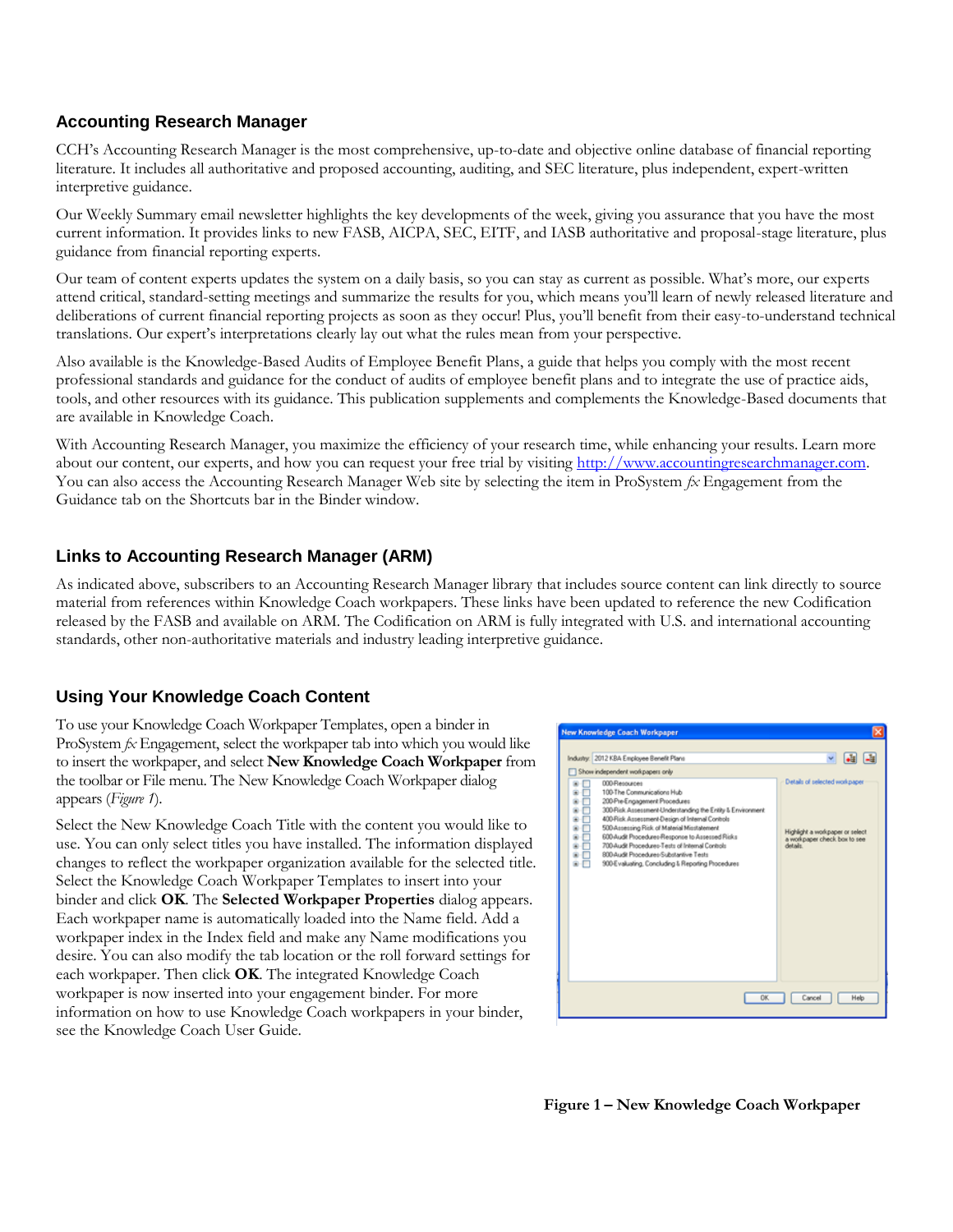## Accounting Research Manager

CCH's Accounting Research Manager is the most comprehensive, up-to-date and objective online database of financial reporting literature. It includes all authoritative and proposed accounting, auditing, and SEC literature, plus independent, expert-written interpretive guidance.

Our Weekly Summary email newsletter highlights the key developments of the week, giving you assurance that you have the most current information. It provides links to new FASB, AICPA, SEC, EITF, and IASB authoritative and proposal-stage literature, plus guidance from financial reporting experts.

Our team of content experts updates the system on a daily basis, so you can stay as current as possible. What's more, our experts attend critical, standard-setting meetings and summarize the results for you, which means you'll learn of newly released literature and deliberations of current financial reporting projects as soon as they occur! Plus, you'll benefit from their easy-to-understand technical translations. Our expert's interpretations clearly lay out what the rules mean from your perspective.

Also available is the Knowledge-Based Audits of Employee Benefit Plans, a guide that helps you comply with the most recent professional standards and guidance for the conduct of audits of employee benefit plans and to integrate the use of practice aids, tools, and other resources with its guidance. This publication supplements and complements the Knowledge-Based documents that are available in Knowledge Coach.

With Accounting Research Manager, you maximize the efficiency of your research time, while enhancing your results. Learn more about our content, our experts, and how you can request your free trial by visiting http://www.accountingresearchmanager.com. You can also access the Accounting Research Manager Web site by selecting the item in ProSystem *fx* Engagement from the Guidance tab on the Shortcuts bar in the Binder window.

## Links to Accounting Research Manager (ARM)

As indicated above, subscribers to an Accounting Research Manager library that includes source content can link directly to source material from references within Knowledge Coach workpapers. These links have been updated to reference the new Codification released by the FASB and available on ARM. The Codification on ARM is fully integrated with U.S. and international accounting standards, other non-authoritative materials and industry leading interpretive guidance.

## Using Your Knowledge Coach Content

To use your Knowledge Coach Workpaper Templates, open a binder in ProSystem *fx* Engagement, select the workpaper tab into which you would like to insert the workpaper, and select **New Knowledge Coach Workpaper** from the toolbar or File menu. The New Knowledge Coach Workpaper dialog appears (*Figure 1*).

Select the New Knowledge Coach Title with the content you would like to use. You can only select titles you have installed. The information displayed changes to reflect the workpaper organization available for the selected title. Select the Knowledge Coach Workpaper Templates to insert into your binder and click **OK**. The **Selected Workpaper Properties** dialog appears. Each workpaper name is automatically loaded into the Name field. Add a workpaper index in the Index field and make any Name modifications you desire. You can also modify the tab location or the roll forward settings for each workpaper. Then click **OK**. The integrated Knowledge Coach workpaper is now inserted into your engagement binder. For more information on how to use Knowledge Coach workpapers in your binder, see the Knowledge Coach User Guide.

**Figure 1 – New Knowledge Coach Workpaper**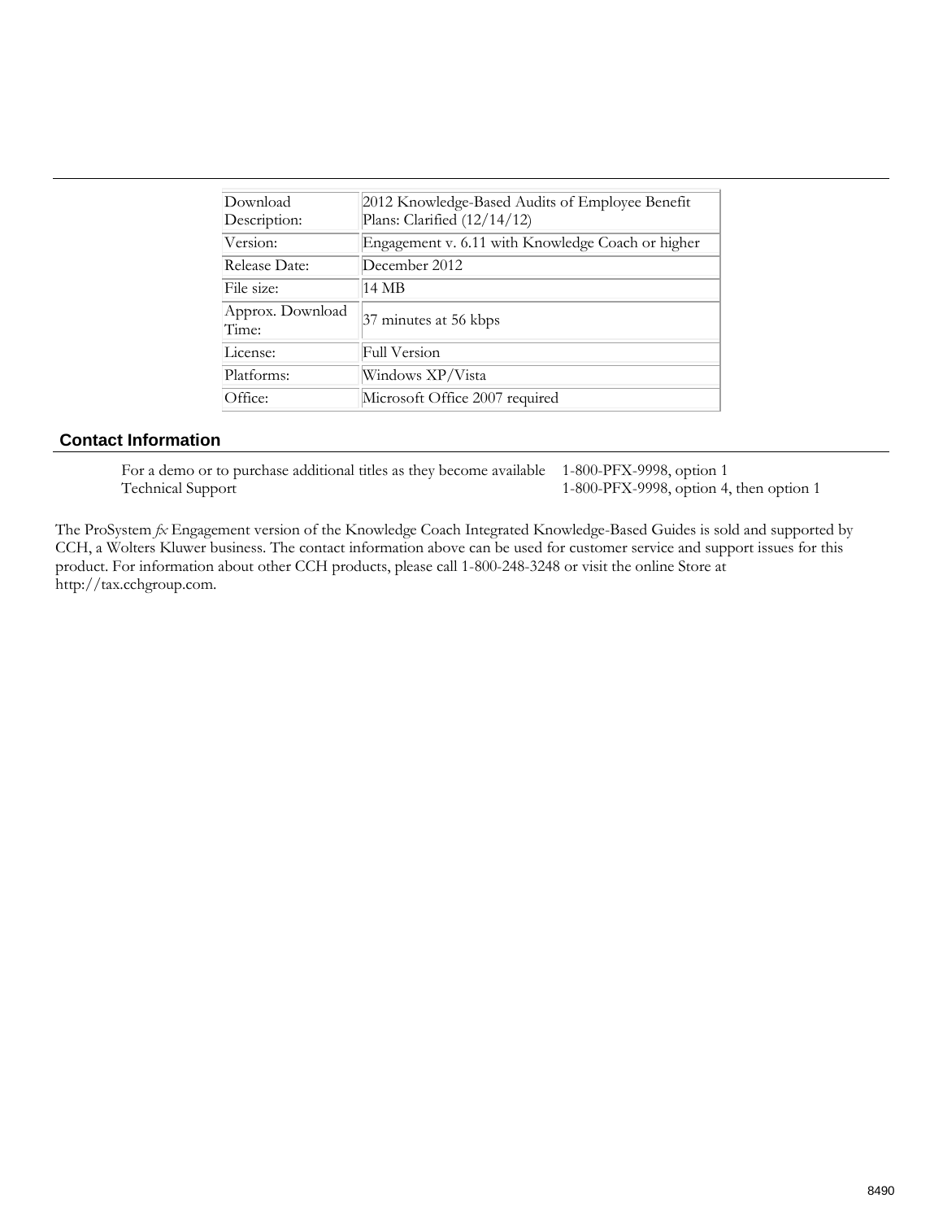| | |
|---|---|
| Download Description: | 2012 Knowledge-Based Audits of Employee Benefit Plans: Clarified (12/14/12) |
| Version: | Engagement v. 6.11 with Knowledge Coach or higher |
| Release Date: | December 2012 |
| File size: | 14 MB |
| Approx. Download Time: | 37 minutes at 56 kbps |
| License: | Full Version |
| Platforms: | Windows XP/Vista |
| Office: | Microsoft Office 2007 required |

## Contact Information

| | |
|---|---|
| For a demo or to purchase additional titles as they become available | 1-800-PFX-9998, option 1 |
| Technical Support | 1-800-PFX-9998, option 4, then option 1 |

The ProSystem *fx* Engagement version of the Knowledge Coach Integrated Knowledge-Based Guides is sold and supported by CCH, a Wolters Kluwer business. The contact information above can be used for customer service and support issues for this product. For information about other CCH products, please call 1-800-248-3248 or visit the online Store at http://tax.cchgroup.com.